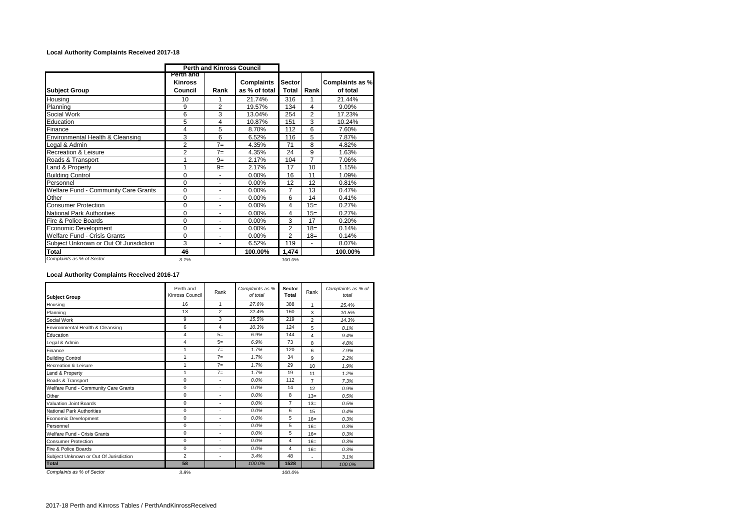### Local Authority Complaints Received 2017-18

| | Perth and Kinross Council | | | | | |
|---|---|---|---|---|---|---|
| **Subject Group** | **Perth and Kinross Council** | **Rank** | **Complaints as % of total** | **Sector Total** | **Rank** | **Complaints as % of total** |
| Housing | 10 | 1 | 21.74% | 316 | 1 | 21.44% |
| Planning | 9 | 2 | 19.57% | 134 | 4 | 9.09% |
| Social Work | 6 | 3 | 13.04% | 254 | 2 | 17.23% |
| Education | 5 | 4 | 10.87% | 151 | 3 | 10.24% |
| Finance | 4 | 5 | 8.70% | 112 | 6 | 7.60% |
| Environmental Health & Cleansing | 3 | 6 | 6.52% | 116 | 5 | 7.87% |
| Legal & Admin | 2 | 7= | 4.35% | 71 | 8 | 4.82% |
| Recreation & Leisure | 2 | 7= | 4.35% | 24 | 9 | 1.63% |
| Roads & Transport | 1 | 9= | 2.17% | 104 | 7 | 7.06% |
| Land & Property | 1 | 9= | 2.17% | 17 | 10 | 1.15% |
| Building Control | 0 | - | 0.00% | 16 | 11 | 1.09% |
| Personnel | 0 | - | 0.00% | 12 | 12 | 0.81% |
| Welfare Fund - Community Care Grants | 0 | - | 0.00% | 7 | 13 | 0.47% |
| Other | 0 | - | 0.00% | 6 | 14 | 0.41% |
| Consumer Protection | 0 | - | 0.00% | 4 | 15= | 0.27% |
| National Park Authorities | 0 | - | 0.00% | 4 | 15= | 0.27% |
| Fire & Police Boards | 0 | - | 0.00% | 3 | 17 | 0.20% |
| Economic Development | 0 | - | 0.00% | 2 | 18= | 0.14% |
| Welfare Fund - Crisis Grants | 0 | - | 0.00% | 2 | 18= | 0.14% |
| Subject Unknown or Out Of Jurisdiction | 3 | - | 6.52% | 119 | - | 8.07% |
| **Total** | **46** | | **100.00%** | **1,474** | | **100.00%** |
| *Complaints as % of Sector* | *3.1%* | | | *100.0%* | | |

### Local Authority Complaints Received 2016-17

| **Subject Group** | Perth and Kinross Council | Rank | *Complaints as % of total* | **Sector Total** | Rank | *Complaints as % of total* |
|---|---|---|---|---|---|---|
| Housing | 16 | 1 | *27.6%* | 388 | 1 | *25.4%* |
| Planning | 13 | 2 | *22.4%* | 160 | 3 | *10.5%* |
| Social Work | 9 | 3 | *15.5%* | 219 | 2 | *14.3%* |
| Environmental Health & Cleansing | 6 | 4 | *10.3%* | 124 | 5 | *8.1%* |
| Education | 4 | 5= | *6.9%* | 144 | 4 | *9.4%* |
| Legal & Admin | 4 | 5= | *6.9%* | 73 | 8 | *4.8%* |
| Finance | 1 | 7= | *1.7%* | 120 | 6 | *7.9%* |
| Building Control | 1 | 7= | *1.7%* | 34 | 9 | *2.2%* |
| Recreation & Leisure | 1 | 7= | *1.7%* | 29 | 10 | *1.9%* |
| Land & Property | 1 | 7= | *1.7%* | 19 | 11 | *1.2%* |
| Roads & Transport | 0 | - | *0.0%* | 112 | 7 | *7.3%* |
| Welfare Fund - Community Care Grants | 0 | - | *0.0%* | 14 | 12 | *0.9%* |
| Other | 0 | - | *0.0%* | 8 | 13= | *0.5%* |
| Valuation Joint Boards | 0 | - | *0.0%* | 7 | 13= | *0.5%* |
| National Park Authorities | 0 | - | *0.0%* | 6 | 15 | *0.4%* |
| Economic Development | 0 | - | *0.0%* | 5 | 16= | *0.3%* |
| Personnel | 0 | - | *0.0%* | 5 | 16= | *0.3%* |
| Welfare Fund - Crisis Grants | 0 | - | *0.0%* | 5 | 16= | *0.3%* |
| Consumer Protection | 0 | - | *0.0%* | 4 | 16= | *0.3%* |
| Fire & Police Boards | 0 | - | *0.0%* | 4 | 16= | *0.3%* |
| Subject Unknown or Out Of Jurisdiction | 2 | - | *3.4%* | 48 | - | *3.1%* |
| **Total** | **58** | | *100.0%* | **1528** | | *100.0%* |
| *Complaints as % of Sector* | *3.8%* | | | *100.0%* | | |

2017-18 Perth and Kinross Tables / PerthAndKinrossReceived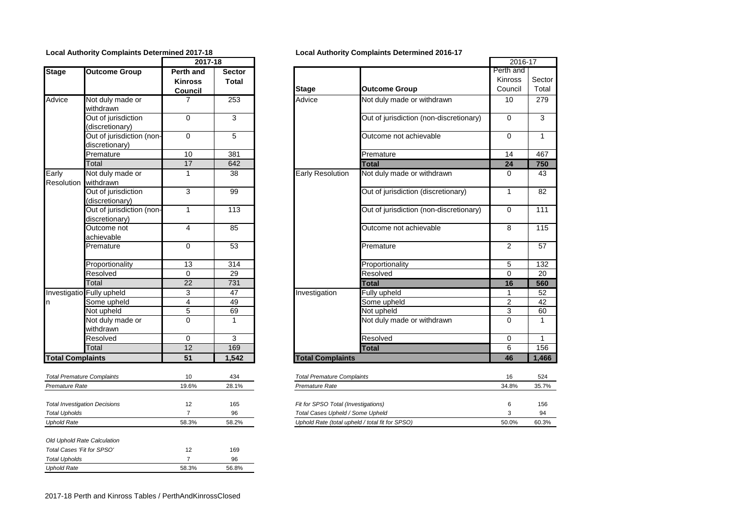**Local Authority Complaints Determined 2017-18**

| | | 2017-18 | |
|---|---|---|---|
| Stage | Outcome Group | Perth and Kinross Council | Sector Total |
| Advice | Not duly made or withdrawn | 7 | 253 |
| | Out of jurisdiction (discretionary) | 0 | 3 |
| | Out of jurisdiction (non-discretionary) | 0 | 5 |
| | Premature | 10 | 381 |
| | Total | 17 | 642 |
| Early Resolution | Not duly made or withdrawn | 1 | 38 |
| | Out of jurisdiction (discretionary) | 3 | 99 |
| | Out of jurisdiction (non-discretionary) | 1 | 113 |
| | Outcome not achievable | 4 | 85 |
| | Premature | 0 | 53 |
| | Proportionality | 13 | 314 |
| | Resolved | 0 | 29 |
| | Total | 22 | 731 |
| Investigation | Fully upheld | 3 | 47 |
| | Some upheld | 4 | 49 |
| | Not upheld | 5 | 69 |
| | Not duly made or withdrawn | 0 | 1 |
| | Resolved | 0 | 3 |
| | Total | 12 | 169 |
| **Total Complaints** | | **51** | **1,542** |

| | | |
|---|---|---|
| *Total Premature Complaints* | 10 | 434 |
| *Premature Rate* | 19.6% | 28.1% |
| *Total Investigation Decisions* | 12 | 165 |
| *Total Upholds* | 7 | 96 |
| *Uphold Rate* | 58.3% | 58.2% |
| *Old Uphold Rate Calculation* | | |
| *Total Cases 'Fit for SPSO'* | 12 | 169 |
| *Total Upholds* | 7 | 96 |
| *Uphold Rate* | 58.3% | 56.8% |

**Local Authority Complaints Determined 2016-17**

| | | 2016-17 | |
|---|---|---|---|
| Stage | Outcome Group | Perth and Kinross Council | Sector Total |
| Advice | Not duly made or withdrawn | 10 | 279 |
| | Out of jurisdiction (non-discretionary) | 0 | 3 |
| | Outcome not achievable | 0 | 1 |
| | Premature | 14 | 467 |
| | **Total** | **24** | **750** |
| Early Resolution | Not duly made or withdrawn | 0 | 43 |
| | Out of jurisdiction (discretionary) | 1 | 82 |
| | Out of jurisdiction (non-discretionary) | 0 | 111 |
| | Outcome not achievable | 8 | 115 |
| | Premature | 2 | 57 |
| | Proportionality | 5 | 132 |
| | Resolved | 0 | 20 |
| | **Total** | **16** | **560** |
| Investigation | Fully upheld | 1 | 52 |
| | Some upheld | 2 | 42 |
| | Not upheld | 3 | 60 |
| | Not duly made or withdrawn | 0 | 1 |
| | Resolved | 0 | 1 |
| | **Total** | 6 | 156 |
| **Total Complaints** | | **46** | **1,466** |

| | | |
|---|---|---|
| *Total Premature Complaints* | 16 | 524 |
| *Premature Rate* | 34.8% | 35.7% |
| *Fit for SPSO Total (Investigations)* | 6 | 156 |
| *Total Cases Upheld / Some Upheld* | 3 | 94 |
| *Uphold Rate (total upheld / total fit for SPSO)* | 50.0% | 60.3% |

2017-18 Perth and Kinross Tables / PerthAndKinrossClosed